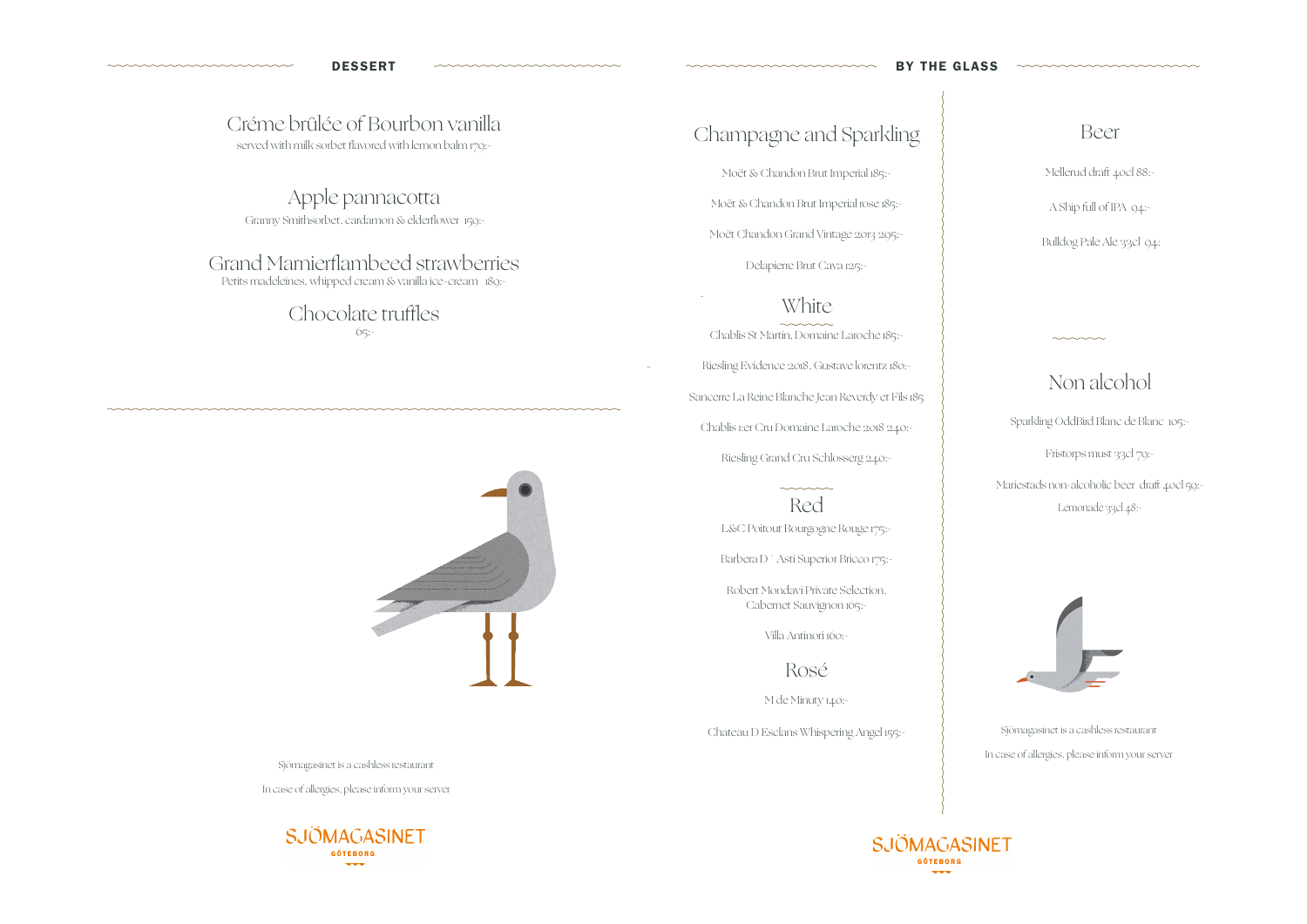## DESSERT

### Créme brûlée of Bourbon vanilla
served with milk sorbet flavored with lemon balm 170:-

### Apple pannacotta
Granny Smithsorbet, cardamon & elderflower 150:-

### Grand Marnierflambeed strawberries
Petits madeleines, whipped cream & vanilla ice-cream 180:-

### Chocolate truffles
65:-

Sjömagasinet is a cashless restaurant

In case of allergies, please inform your server

SJÖMAGASINET
GÖTEBORG

## BY THE GLASS

### Champagne and Sparkling

Moët & Chandon Brut Imperial 185:-

Moët & Chandon Brut Imperial rose 185:-

Moët Chandon Grand Vintage 2013 295:-

Delapierre Brut Cava 125:-

### White

Chablis St Martin, Domaine Laroche 185:-

Riesling Evidence 2018, Gustave lorentz 180:-

Sancerre La Reine Blanche Jean Reverdy et Fils 185

Chablis 1:er Cru Domaine Laroche 2018 240:-

Riesling Grand Cru Schlosserg 240:-

### Red

L&C Poitout Bourgogne Rouge 175:-

Barbera D´Asti Superior Bricco 175:-

Robert Mondavi Private Selection, Cabernet Sauvignon 165:-

Villa Antinori 160:-

### Rosé

M de Minuty 140:-

Chateau D Esclans Whispering Angel 155:-

### Beer

Mellerud draft 40cl 88:-

A Ship full of IPA 94:-

Bulldog Pale Ale 33cl 94:

### Non alcohol

Sparkling OddBird Blanc de Blanc 105:-

Fristorps must 33cl 70:-

Mariestads non-alcoholic beer draft 40cl 59:-

Lemonade 33cl 48:-

Sjömagasinet is a cashless restaurant

In case of allergies, please inform your server

SJÖMAGASINET
GÖTEBORG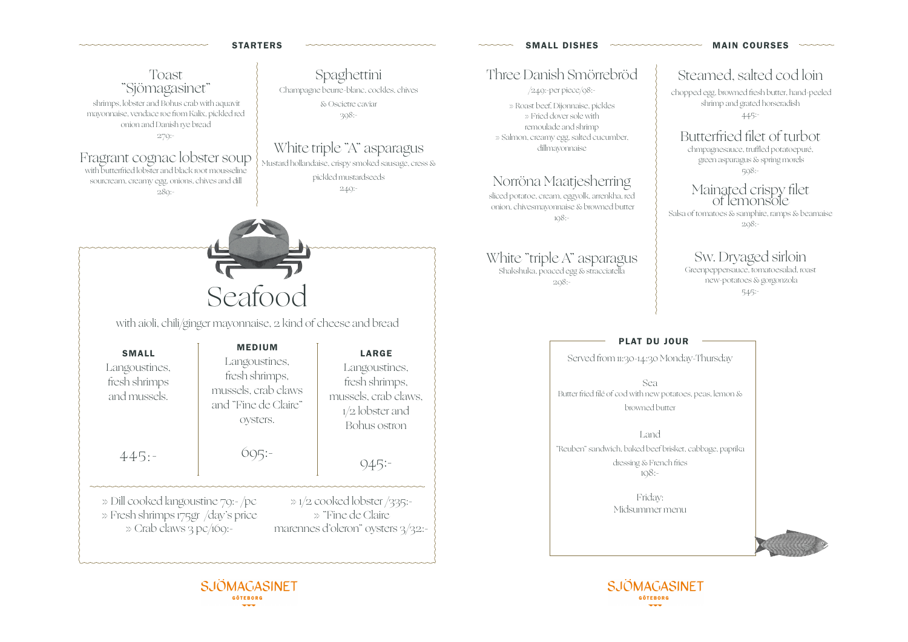## STARTERS

### Toast "Sjömagasinet"

shrimps, lobster and Bohus crab with aquavit mayonnaise, vendace roe from Kalix, pickled red onion and Danish rye bread

279:-

### Fragrant cognac lobster soup

with butterfried lobster and black root mousseline sourcream, creamy egg, onions, chives and dill

289:-

### Spaghettini

Champagne beurre-blanc, cockles, chives & Oscietre caviar

398:-

### White triple "A" asparagus

Mustard hollandaise, crispy smoked sausage, cress & pickled mustardseeds

249:-

## Seafood

with aioli, chili/ginger mayonnaise, 2 kind of cheese and bread

| SMALL | MEDIUM | LARGE |
|---|---|---|
| Langoustines, fresh shrimps and mussels. | Langoustines, fresh shrimps, mussels, crab claws and "Fine de Claire" oysters. | Langoustines, fresh shrimps, mussels, crab claws, 1/2 lobster and Bohus ostron |
| 445:- | 695:- | 945:- |

» Dill cooked langoustine 79:- /pc
» Fresh shrimps 175gr /day's price
» Crab claws 3 pc/169:-
» 1/2 cooked lobster /335:-
» "Fine de Claire marennes d'oleron" oysters 3/32:-

SJÖMAGASINET
GÖTEBORG

## SMALL DISHES

### Three Danish Smörrebröd

/249:- per piece/98:-

» Roast beef, Dijonnaise, pickles
» Fried dover sole with remoulade and shrimp
» Salmon, creamy egg, salted cucumber, dillmayonnaise

### Norröna Maatjesherring

sliced potatoe, cream, eggyolk, arrenkha, red onion, chivesmayonnaise & browned butter

198:-

### White "triple A" asparagus

Shakshuka, poached egg & stracciatella

298:-

## MAIN COURSES

### Steamed, salted cod loin

chopped egg, browned fresh butter, hand-peeled shrimp and grated horseradish

445:-

### Butterfried filet of turbot

chmpagnesauce, truffled potatoepuré, green asparagus & spring morels

598:-

### Mainated crispy filet of lemonsole

Salsa of tomatoes & samphire, ramps & bearnaise

298:-

### Sw. Dryaged sirloin

Greenpeppersauce, tomatoesalad, roast new-potatoes & gorgonzola

545:-

## PLAT DU JOUR

Served from 11:30-14:30 Monday-Thursday

Sea
Butter fried filé of cod with new potatoes, peas, lemon & browned butter

Land
"Reuben" sandwich, baked beef brisket, cabbage, paprika dressing & French fries

198:-

Friday:
Midsummer menu

SJÖMAGASINET
GÖTEBORG